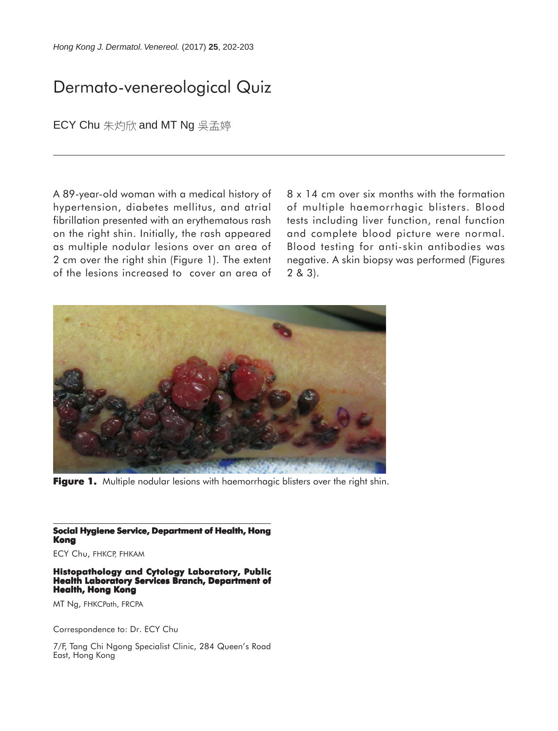# Dermato-venereological Quiz

ECY Chu 朱灼欣 and MT Ng 吳孟婷

A 89-year-old woman with a medical history of hypertension, diabetes mellitus, and atrial fibrillation presented with an erythematous rash on the right shin. Initially, the rash appeared as multiple nodular lesions over an area of 2 cm over the right shin (Figure 1). The extent of the lesions increased to cover an area of 8 x 14 cm over six months with the formation of multiple haemorrhagic blisters. Blood tests including liver function, renal function and complete blood picture were normal. Blood testing for anti-skin antibodies was negative. A skin biopsy was performed (Figures 2 & 3).

**Figure 1.** Multiple nodular lesions with haemorrhagic blisters over the right shin.

**Social Hygiene Service, Department of Health, Hong Kong**

ECY Chu, FHKCP, FHKAM

**Histopathology and Cytology Laboratory, Public Health Laboratory Services Branch, Department of Health, Hong Kong**

MT Ng, FHKCPath, FRCPA

Correspondence to: Dr. ECY Chu

7/F, Tang Chi Ngong Specialist Clinic, 284 Queen's Road East, Hong Kong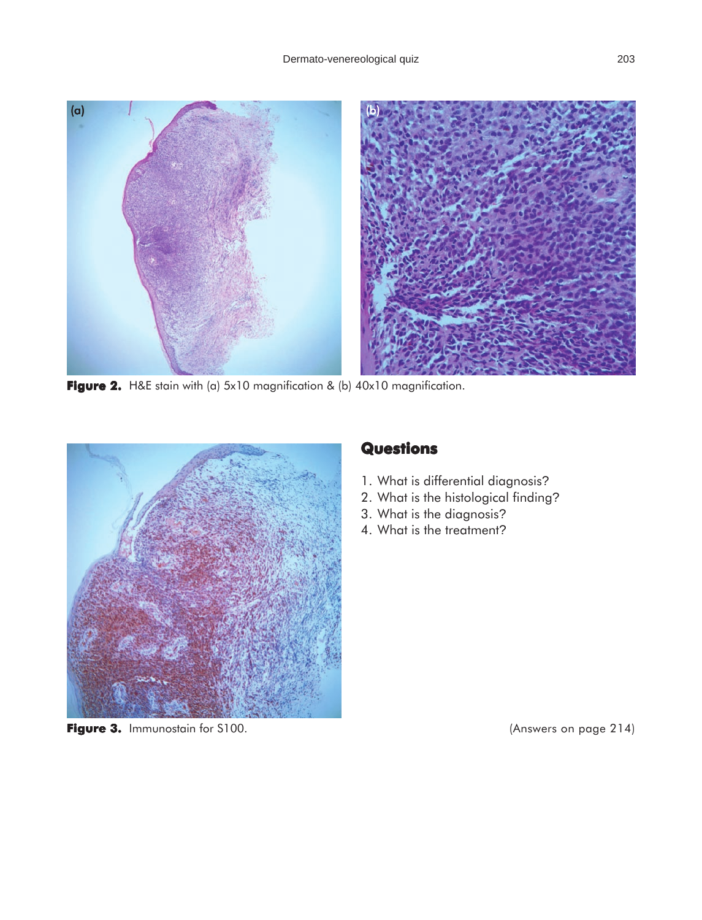**Figure 2.** H&E stain with (a) 5x10 magnification & (b) 40x10 magnification.

**Figure 3.** Immunostain for S100.

## Questions

1. What is differential diagnosis?
2. What is the histological finding?
3. What is the diagnosis?
4. What is the treatment?

(Answers on page 214)